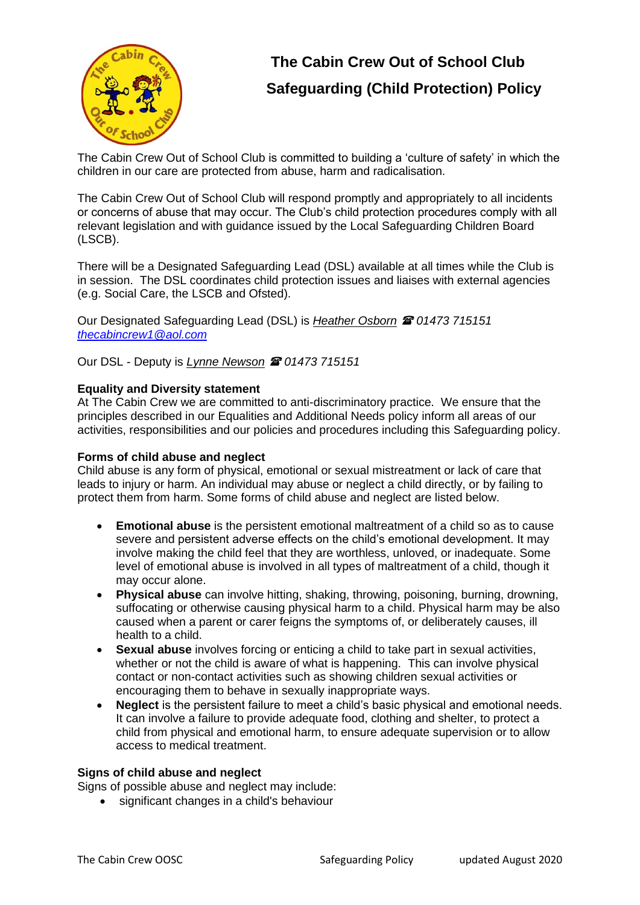# The Cabin Crew Out of School Club

## Safeguarding (Child Protection) Policy

The Cabin Crew Out of School Club is committed to building a 'culture of safety' in which the children in our care are protected from abuse, harm and radicalisation.

The Cabin Crew Out of School Club will respond promptly and appropriately to all incidents or concerns of abuse that may occur. The Club's child protection procedures comply with all relevant legislation and with guidance issued by the Local Safeguarding Children Board (LSCB).

There will be a Designated Safeguarding Lead (DSL) available at all times while the Club is in session. The DSL coordinates child protection issues and liaises with external agencies (e.g. Social Care, the LSCB and Ofsted).

Our Designated Safeguarding Lead (DSL) is *Heather Osborn* ☎ *01473 715151* *thecabincrew1@aol.com*

Our DSL - Deputy is *Lynne Newson* ☎ *01473 715151*

**Equality and Diversity statement**
At The Cabin Crew we are committed to anti-discriminatory practice. We ensure that the principles described in our Equalities and Additional Needs policy inform all areas of our activities, responsibilities and our policies and procedures including this Safeguarding policy.

**Forms of child abuse and neglect**
Child abuse is any form of physical, emotional or sexual mistreatment or lack of care that leads to injury or harm. An individual may abuse or neglect a child directly, or by failing to protect them from harm. Some forms of child abuse and neglect are listed below.

- **Emotional abuse** is the persistent emotional maltreatment of a child so as to cause severe and persistent adverse effects on the child's emotional development. It may involve making the child feel that they are worthless, unloved, or inadequate. Some level of emotional abuse is involved in all types of maltreatment of a child, though it may occur alone.
- **Physical abuse** can involve hitting, shaking, throwing, poisoning, burning, drowning, suffocating or otherwise causing physical harm to a child. Physical harm may be also caused when a parent or carer feigns the symptoms of, or deliberately causes, ill health to a child.
- **Sexual abuse** involves forcing or enticing a child to take part in sexual activities, whether or not the child is aware of what is happening. This can involve physical contact or non-contact activities such as showing children sexual activities or encouraging them to behave in sexually inappropriate ways.
- **Neglect** is the persistent failure to meet a child's basic physical and emotional needs. It can involve a failure to provide adequate food, clothing and shelter, to protect a child from physical and emotional harm, to ensure adequate supervision or to allow access to medical treatment.

**Signs of child abuse and neglect**
Signs of possible abuse and neglect may include:

- significant changes in a child's behaviour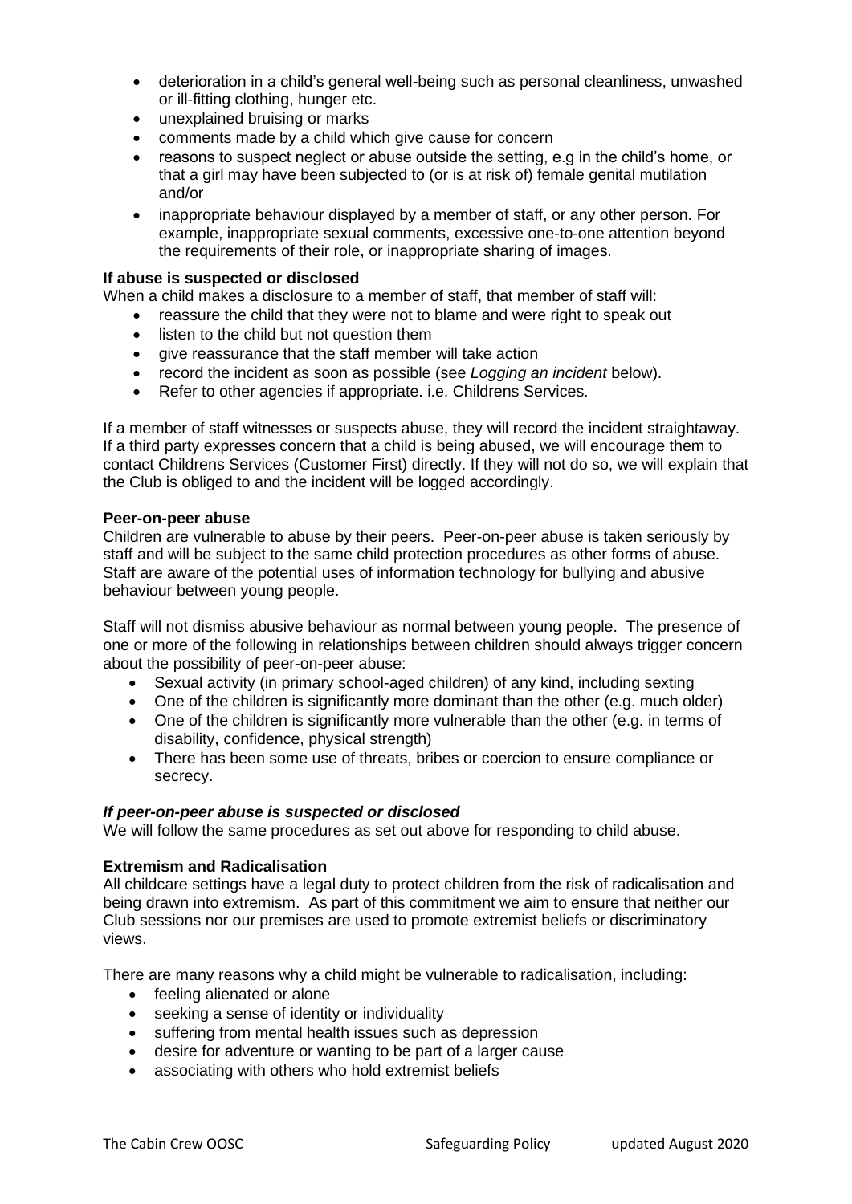- deterioration in a child's general well-being such as personal cleanliness, unwashed or ill-fitting clothing, hunger etc.
- unexplained bruising or marks
- comments made by a child which give cause for concern
- reasons to suspect neglect or abuse outside the setting, e.g in the child's home, or that a girl may have been subjected to (or is at risk of) female genital mutilation and/or
- inappropriate behaviour displayed by a member of staff, or any other person. For example, inappropriate sexual comments, excessive one-to-one attention beyond the requirements of their role, or inappropriate sharing of images.

**If abuse is suspected or disclosed**

When a child makes a disclosure to a member of staff, that member of staff will:

- reassure the child that they were not to blame and were right to speak out
- listen to the child but not question them
- give reassurance that the staff member will take action
- record the incident as soon as possible (see *Logging an incident* below).
- Refer to other agencies if appropriate. i.e. Childrens Services.

If a member of staff witnesses or suspects abuse, they will record the incident straightaway. If a third party expresses concern that a child is being abused, we will encourage them to contact Childrens Services (Customer First) directly. If they will not do so, we will explain that the Club is obliged to and the incident will be logged accordingly.

**Peer-on-peer abuse**

Children are vulnerable to abuse by their peers. Peer-on-peer abuse is taken seriously by staff and will be subject to the same child protection procedures as other forms of abuse. Staff are aware of the potential uses of information technology for bullying and abusive behaviour between young people.

Staff will not dismiss abusive behaviour as normal between young people. The presence of one or more of the following in relationships between children should always trigger concern about the possibility of peer-on-peer abuse:

- Sexual activity (in primary school-aged children) of any kind, including sexting
- One of the children is significantly more dominant than the other (e.g. much older)
- One of the children is significantly more vulnerable than the other (e.g. in terms of disability, confidence, physical strength)
- There has been some use of threats, bribes or coercion to ensure compliance or secrecy.

***If peer-on-peer abuse is suspected or disclosed***

We will follow the same procedures as set out above for responding to child abuse.

**Extremism and Radicalisation**

All childcare settings have a legal duty to protect children from the risk of radicalisation and being drawn into extremism. As part of this commitment we aim to ensure that neither our Club sessions nor our premises are used to promote extremist beliefs or discriminatory views.

There are many reasons why a child might be vulnerable to radicalisation, including:

- feeling alienated or alone
- seeking a sense of identity or individuality
- suffering from mental health issues such as depression
- desire for adventure or wanting to be part of a larger cause
- associating with others who hold extremist beliefs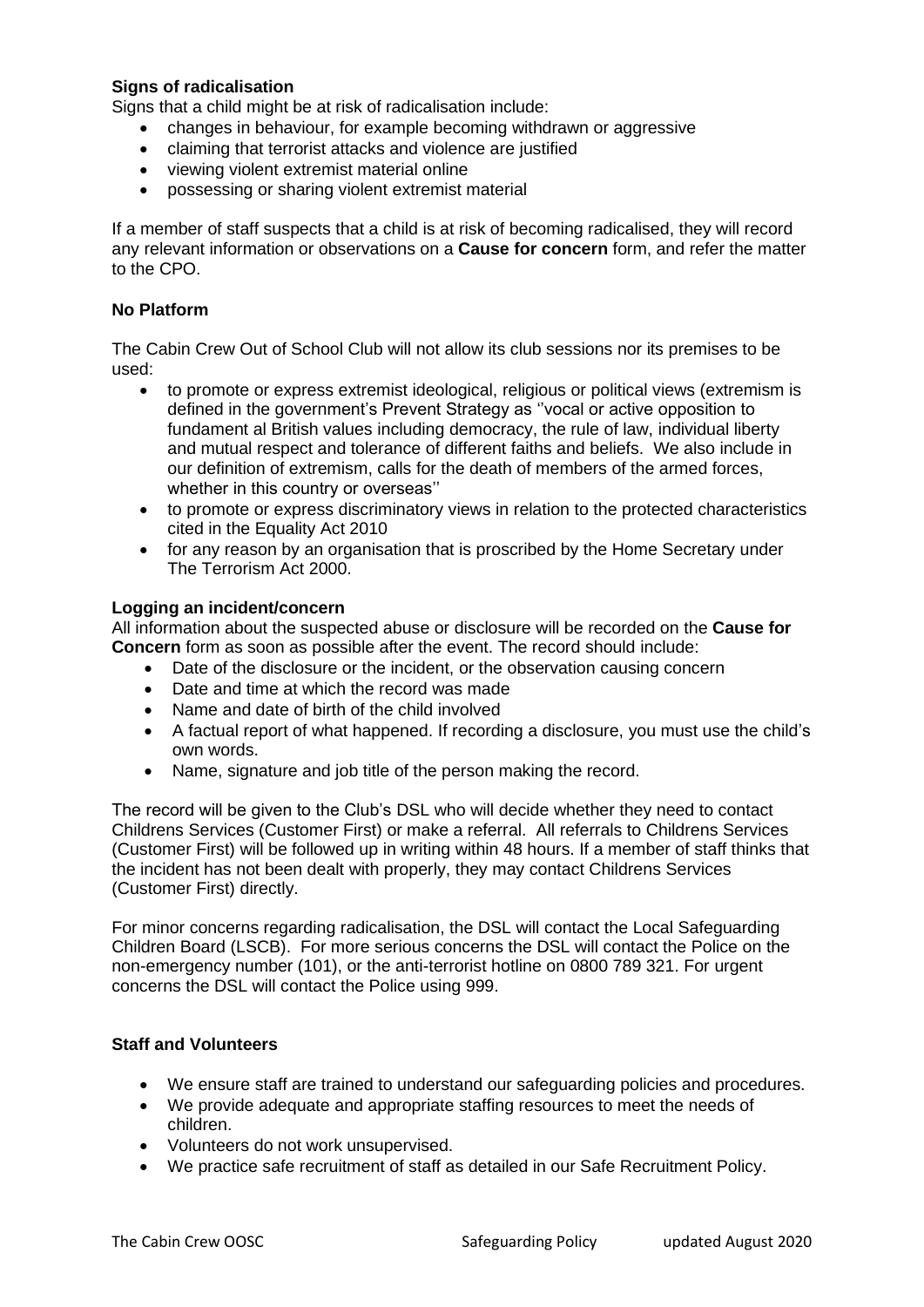**Signs of radicalisation**

Signs that a child might be at risk of radicalisation include:

- changes in behaviour, for example becoming withdrawn or aggressive
- claiming that terrorist attacks and violence are justified
- viewing violent extremist material online
- possessing or sharing violent extremist material

If a member of staff suspects that a child is at risk of becoming radicalised, they will record any relevant information or observations on a **Cause for concern** form, and refer the matter to the CPO.

**No Platform**

The Cabin Crew Out of School Club will not allow its club sessions nor its premises to be used:

- to promote or express extremist ideological, religious or political views (extremism is defined in the government's Prevent Strategy as ''vocal or active opposition to fundament al British values including democracy, the rule of law, individual liberty and mutual respect and tolerance of different faiths and beliefs. We also include in our definition of extremism, calls for the death of members of the armed forces, whether in this country or overseas''
- to promote or express discriminatory views in relation to the protected characteristics cited in the Equality Act 2010
- for any reason by an organisation that is proscribed by the Home Secretary under The Terrorism Act 2000.

**Logging an incident/concern**

All information about the suspected abuse or disclosure will be recorded on the **Cause for Concern** form as soon as possible after the event. The record should include:

- Date of the disclosure or the incident, or the observation causing concern
- Date and time at which the record was made
- Name and date of birth of the child involved
- A factual report of what happened. If recording a disclosure, you must use the child's own words.
- Name, signature and job title of the person making the record.

The record will be given to the Club's DSL who will decide whether they need to contact Childrens Services (Customer First) or make a referral. All referrals to Childrens Services (Customer First) will be followed up in writing within 48 hours. If a member of staff thinks that the incident has not been dealt with properly, they may contact Childrens Services (Customer First) directly.

For minor concerns regarding radicalisation, the DSL will contact the Local Safeguarding Children Board (LSCB). For more serious concerns the DSL will contact the Police on the non-emergency number (101), or the anti-terrorist hotline on 0800 789 321. For urgent concerns the DSL will contact the Police using 999.

**Staff and Volunteers**

- We ensure staff are trained to understand our safeguarding policies and procedures.
- We provide adequate and appropriate staffing resources to meet the needs of children.
- Volunteers do not work unsupervised.
- We practice safe recruitment of staff as detailed in our Safe Recruitment Policy.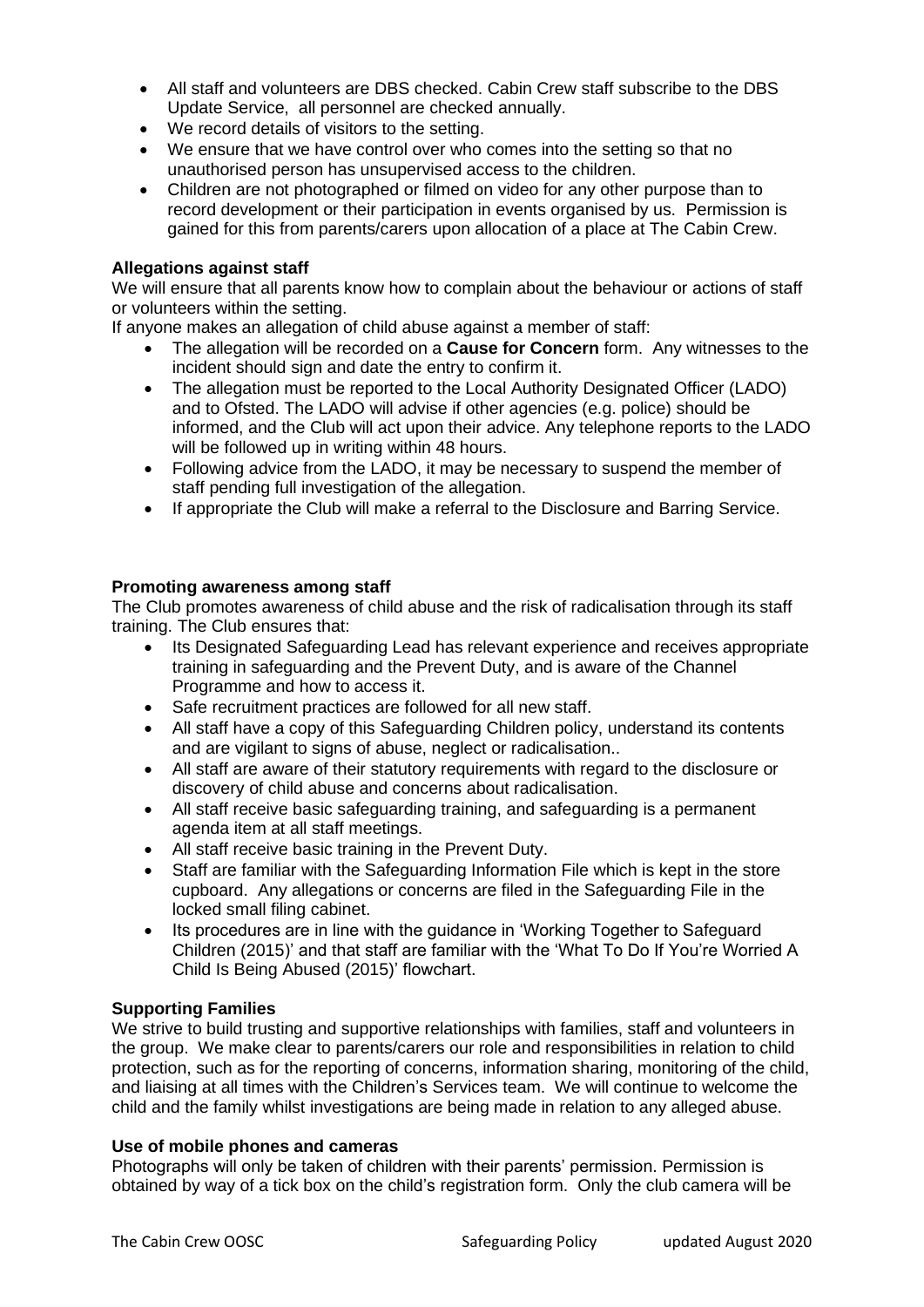- All staff and volunteers are DBS checked. Cabin Crew staff subscribe to the DBS Update Service, all personnel are checked annually.
- We record details of visitors to the setting.
- We ensure that we have control over who comes into the setting so that no unauthorised person has unsupervised access to the children.
- Children are not photographed or filmed on video for any other purpose than to record development or their participation in events organised by us. Permission is gained for this from parents/carers upon allocation of a place at The Cabin Crew.

**Allegations against staff**

We will ensure that all parents know how to complain about the behaviour or actions of staff or volunteers within the setting.

If anyone makes an allegation of child abuse against a member of staff:

- The allegation will be recorded on a **Cause for Concern** form. Any witnesses to the incident should sign and date the entry to confirm it.
- The allegation must be reported to the Local Authority Designated Officer (LADO) and to Ofsted. The LADO will advise if other agencies (e.g. police) should be informed, and the Club will act upon their advice. Any telephone reports to the LADO will be followed up in writing within 48 hours.
- Following advice from the LADO, it may be necessary to suspend the member of staff pending full investigation of the allegation.
- If appropriate the Club will make a referral to the Disclosure and Barring Service.

**Promoting awareness among staff**

The Club promotes awareness of child abuse and the risk of radicalisation through its staff training. The Club ensures that:

- Its Designated Safeguarding Lead has relevant experience and receives appropriate training in safeguarding and the Prevent Duty, and is aware of the Channel Programme and how to access it.
- Safe recruitment practices are followed for all new staff.
- All staff have a copy of this Safeguarding Children policy, understand its contents and are vigilant to signs of abuse, neglect or radicalisation..
- All staff are aware of their statutory requirements with regard to the disclosure or discovery of child abuse and concerns about radicalisation.
- All staff receive basic safeguarding training, and safeguarding is a permanent agenda item at all staff meetings.
- All staff receive basic training in the Prevent Duty.
- Staff are familiar with the Safeguarding Information File which is kept in the store cupboard. Any allegations or concerns are filed in the Safeguarding File in the locked small filing cabinet.
- Its procedures are in line with the guidance in 'Working Together to Safeguard Children (2015)' and that staff are familiar with the 'What To Do If You're Worried A Child Is Being Abused (2015)' flowchart.

**Supporting Families**

We strive to build trusting and supportive relationships with families, staff and volunteers in the group. We make clear to parents/carers our role and responsibilities in relation to child protection, such as for the reporting of concerns, information sharing, monitoring of the child, and liaising at all times with the Children's Services team. We will continue to welcome the child and the family whilst investigations are being made in relation to any alleged abuse.

**Use of mobile phones and cameras**

Photographs will only be taken of children with their parents' permission. Permission is obtained by way of a tick box on the child's registration form. Only the club camera will be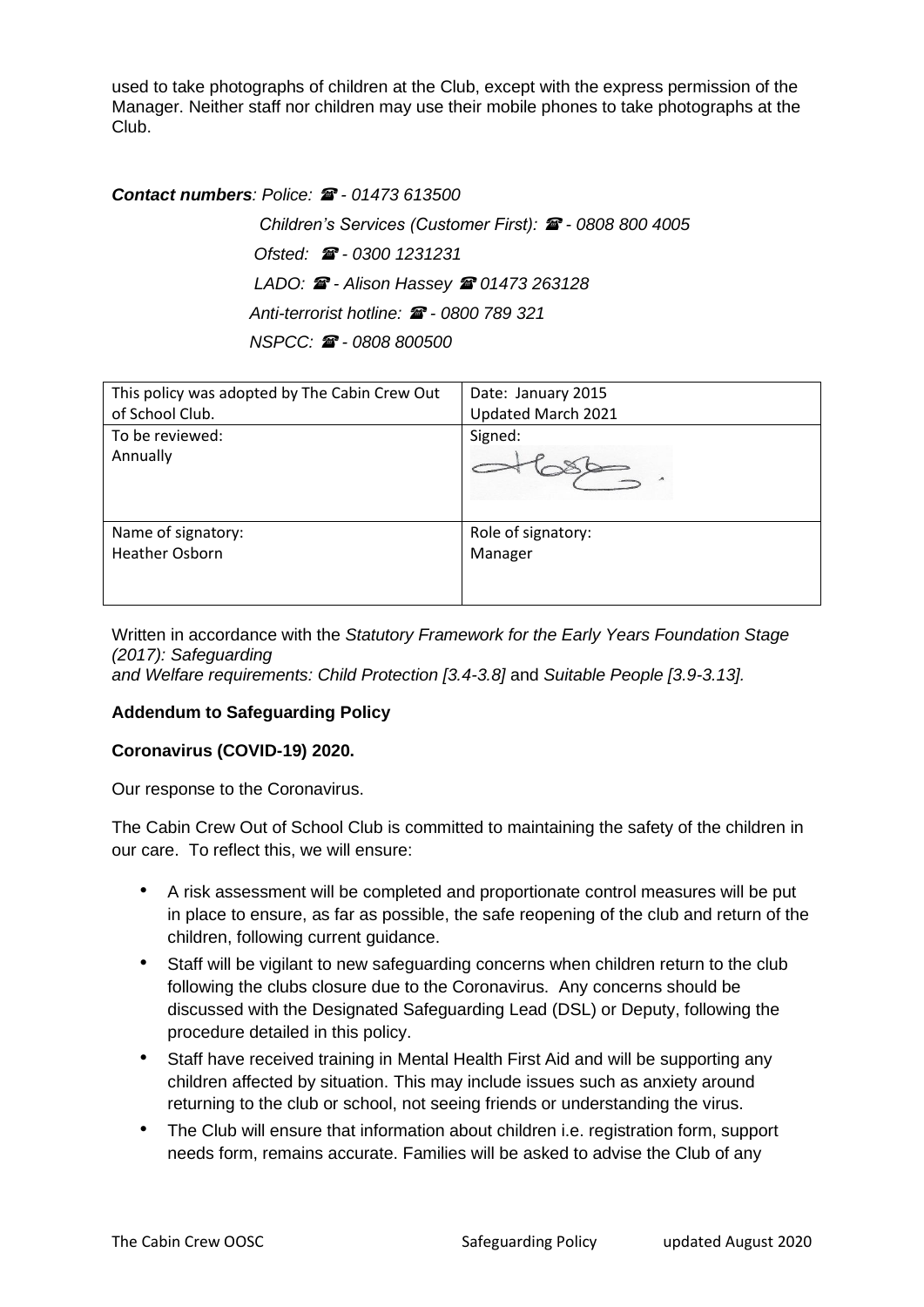used to take photographs of children at the Club, except with the express permission of the Manager. Neither staff nor children may use their mobile phones to take photographs at the Club.

***Contact numbers**: Police: ☎ - 01473 613500*

*Children's Services (Customer First): ☎ - 0808 800 4005*

*Ofsted: ☎ - 0300 1231231*

*LADO: ☎ - Alison Hassey ☎ 01473 263128*

*Anti-terrorist hotline: ☎ - 0800 789 321*

*NSPCC: ☎ - 0808 800500*

| This policy was adopted by The Cabin Crew Out of School Club. | Date: January 2015<br>Updated March 2021 |
|---|---|
| To be reviewed:<br>Annually | Signed: |
| Name of signatory:<br>Heather Osborn | Role of signatory:<br>Manager |

Written in accordance with the *Statutory Framework for the Early Years Foundation Stage (2017): Safeguarding and Welfare requirements: Child Protection [3.4-3.8]* and *Suitable People [3.9-3.13].*

**Addendum to Safeguarding Policy**

**Coronavirus (COVID-19) 2020.**

Our response to the Coronavirus.

The Cabin Crew Out of School Club is committed to maintaining the safety of the children in our care. To reflect this, we will ensure:

- A risk assessment will be completed and proportionate control measures will be put in place to ensure, as far as possible, the safe reopening of the club and return of the children, following current guidance.
- Staff will be vigilant to new safeguarding concerns when children return to the club following the clubs closure due to the Coronavirus. Any concerns should be discussed with the Designated Safeguarding Lead (DSL) or Deputy, following the procedure detailed in this policy.
- Staff have received training in Mental Health First Aid and will be supporting any children affected by situation. This may include issues such as anxiety around returning to the club or school, not seeing friends or understanding the virus.
- The Club will ensure that information about children i.e. registration form, support needs form, remains accurate. Families will be asked to advise the Club of any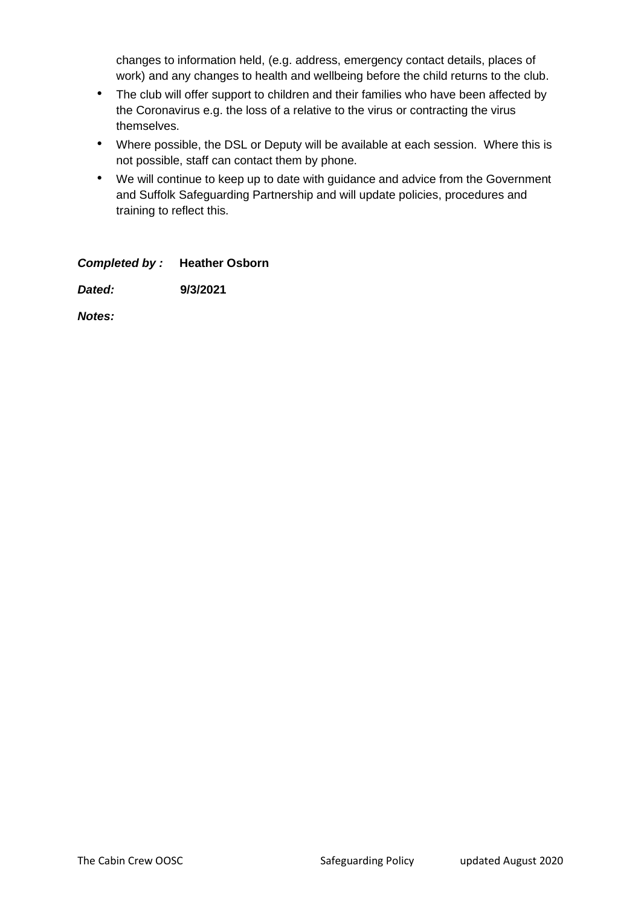changes to information held, (e.g. address, emergency contact details, places of work) and any changes to health and wellbeing before the child returns to the club.

- The club will offer support to children and their families who have been affected by the Coronavirus e.g. the loss of a relative to the virus or contracting the virus themselves.
- Where possible, the DSL or Deputy will be available at each session. Where this is not possible, staff can contact them by phone.
- We will continue to keep up to date with guidance and advice from the Government and Suffolk Safeguarding Partnership and will update policies, procedures and training to reflect this.

***Completed by :*** **Heather Osborn**

***Dated:*** **9/3/2021**

***Notes:***